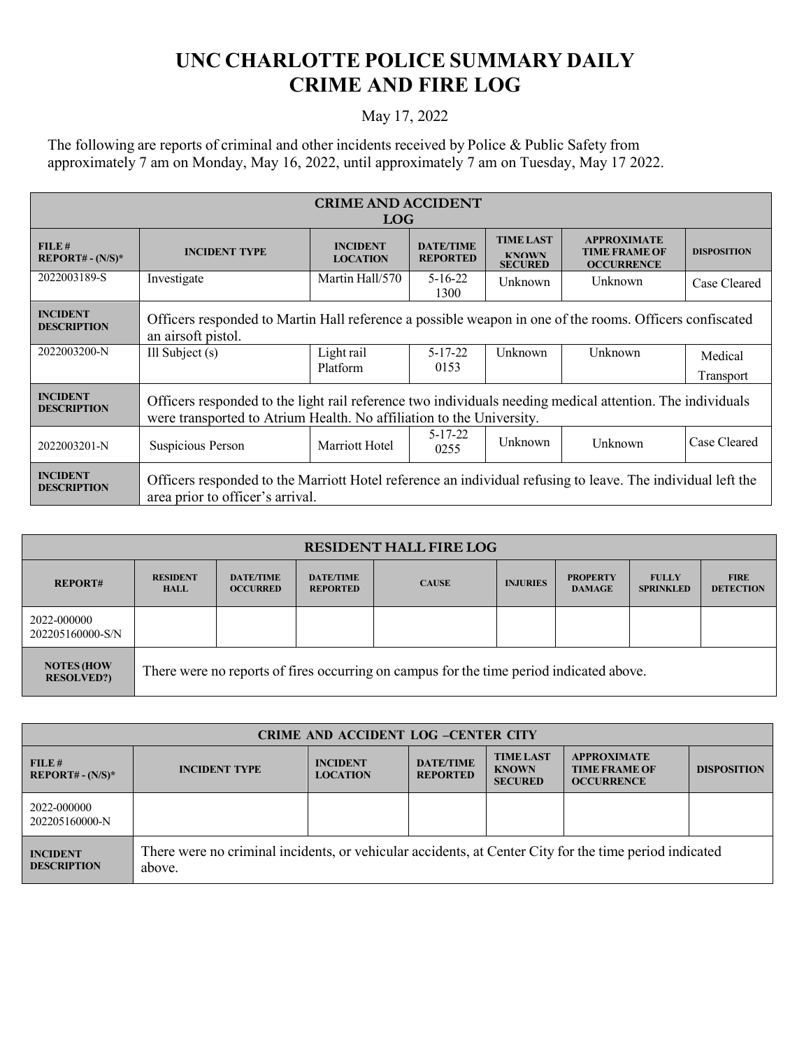# UNC CHARLOTTE POLICE SUMMARY DAILY CRIME AND FIRE LOG

May 17, 2022

The following are reports of criminal and other incidents received by Police & Public Safety from approximately 7 am on Monday, May 16, 2022, until approximately 7 am on Tuesday, May 17 2022.

| CRIME AND ACCIDENT LOG | | | | | | |
|---|---|---|---|---|---|---|
| **FILE # REPORT# - (N/S)*** | **INCIDENT TYPE** | **INCIDENT LOCATION** | **DATE/TIME REPORTED** | **TIME LAST KNOWN SECURED** | **APPROXIMATE TIME FRAME OF OCCURRENCE** | **DISPOSITION** |
| 2022003189-S | Investigate | Martin Hall/570 | 5-16-22 1300 | Unknown | Unknown | Case Cleared |
| **INCIDENT DESCRIPTION** | Officers responded to Martin Hall reference a possible weapon in one of the rooms. Officers confiscated an airsoft pistol. | | | | | |
| 2022003200-N | Ill Subject (s) | Light rail Platform | 5-17-22 0153 | Unknown | Unknown | Medical Transport |
| **INCIDENT DESCRIPTION** | Officers responded to the light rail reference two individuals needing medical attention. The individuals were transported to Atrium Health. No affiliation to the University. | | | | | |
| 2022003201-N | Suspicious Person | Marriott Hotel | 5-17-22 0255 | Unknown | Unknown | Case Cleared |
| **INCIDENT DESCRIPTION** | Officers responded to the Marriott Hotel reference an individual refusing to leave. The individual left the area prior to officer's arrival. | | | | | |

| RESIDENT HALL FIRE LOG | | | | | | | | |
|---|---|---|---|---|---|---|---|---|
| **REPORT#** | **RESIDENT HALL** | **DATE/TIME OCCURRED** | **DATE/TIME REPORTED** | **CAUSE** | **INJURIES** | **PROPERTY DAMAGE** | **FULLY SPRINKLED** | **FIRE DETECTION** |
| 2022-000000 202205160000-S/N | | | | | | | | |
| **NOTES (HOW RESOLVED?)** | There were no reports of fires occurring on campus for the time period indicated above. | | | | | | | |

| CRIME AND ACCIDENT LOG –CENTER CITY | | | | | | |
|---|---|---|---|---|---|---|
| **FILE # REPORT# - (N/S)*** | **INCIDENT TYPE** | **INCIDENT LOCATION** | **DATE/TIME REPORTED** | **TIME LAST KNOWN SECURED** | **APPROXIMATE TIME FRAME OF OCCURRENCE** | **DISPOSITION** |
| 2022-000000 202205160000-N | | | | | | |
| **INCIDENT DESCRIPTION** | There were no criminal incidents, or vehicular accidents, at Center City for the time period indicated above. | | | | | |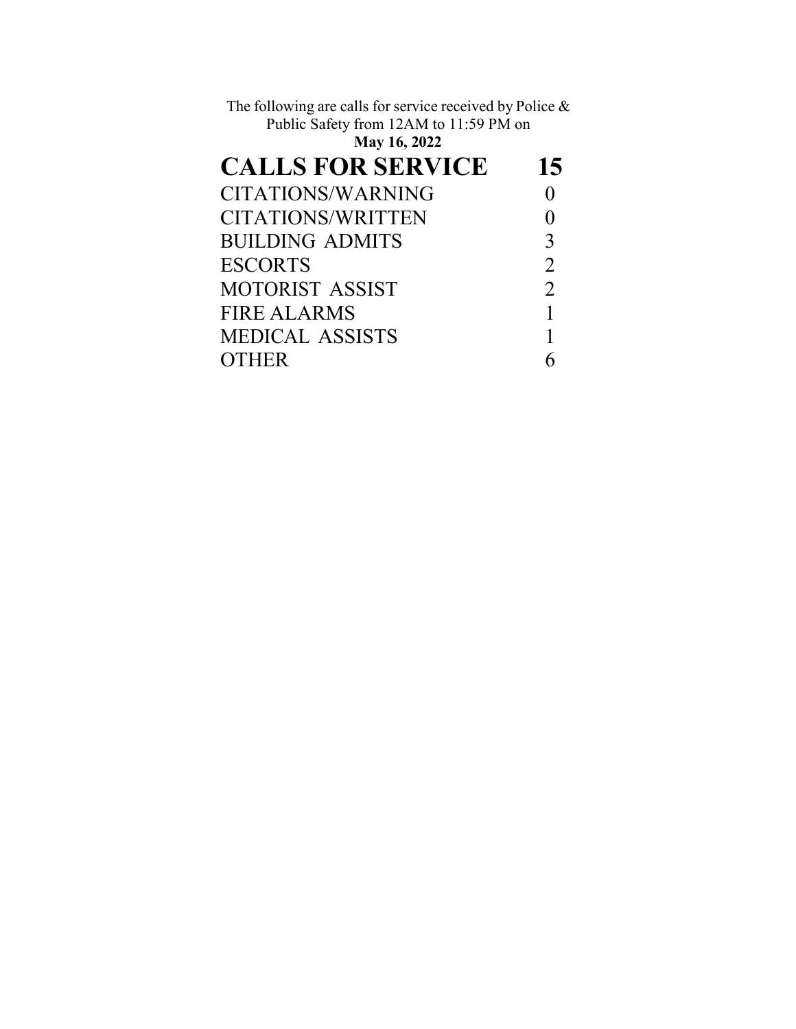The following are calls for service received by Police & Public Safety from 12AM to 11:59 PM on

**May 16, 2022**

| | |
|---|---|
| **CALLS FOR SERVICE** | **15** |
| CITATIONS/WARNING | 0 |
| CITATIONS/WRITTEN | 0 |
| BUILDING ADMITS | 3 |
| ESCORTS | 2 |
| MOTORIST ASSIST | 2 |
| FIRE ALARMS | 1 |
| MEDICAL ASSISTS | 1 |
| OTHER | 6 |